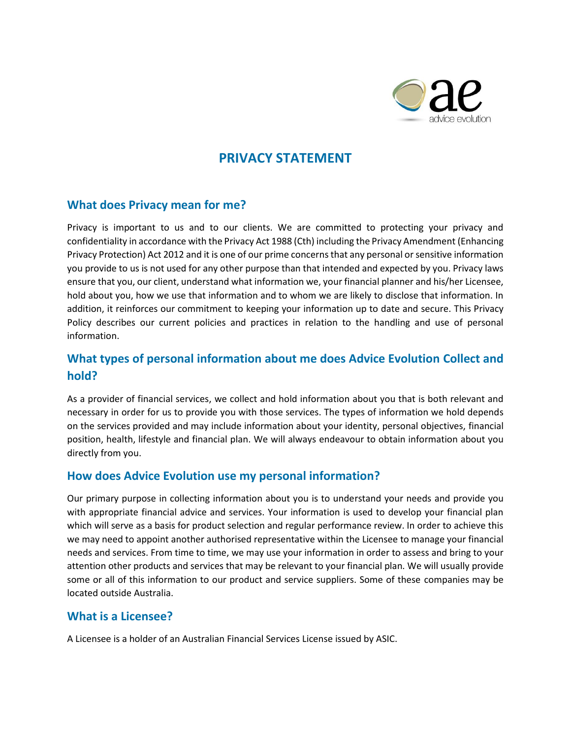# PRIVACY STATEMENT

## What does Privacy mean for me?

Privacy is important to us and to our clients. We are committed to protecting your privacy and confidentiality in accordance with the Privacy Act 1988 (Cth) including the Privacy Amendment (Enhancing Privacy Protection) Act 2012 and it is one of our prime concerns that any personal or sensitive information you provide to us is not used for any other purpose than that intended and expected by you. Privacy laws ensure that you, our client, understand what information we, your financial planner and his/her Licensee, hold about you, how we use that information and to whom we are likely to disclose that information. In addition, it reinforces our commitment to keeping your information up to date and secure. This Privacy Policy describes our current policies and practices in relation to the handling and use of personal information.

## What types of personal information about me does Advice Evolution Collect and hold?

As a provider of financial services, we collect and hold information about you that is both relevant and necessary in order for us to provide you with those services. The types of information we hold depends on the services provided and may include information about your identity, personal objectives, financial position, health, lifestyle and financial plan. We will always endeavour to obtain information about you directly from you.

## How does Advice Evolution use my personal information?

Our primary purpose in collecting information about you is to understand your needs and provide you with appropriate financial advice and services. Your information is used to develop your financial plan which will serve as a basis for product selection and regular performance review. In order to achieve this we may need to appoint another authorised representative within the Licensee to manage your financial needs and services. From time to time, we may use your information in order to assess and bring to your attention other products and services that may be relevant to your financial plan. We will usually provide some or all of this information to our product and service suppliers. Some of these companies may be located outside Australia.

## What is a Licensee?

A Licensee is a holder of an Australian Financial Services License issued by ASIC.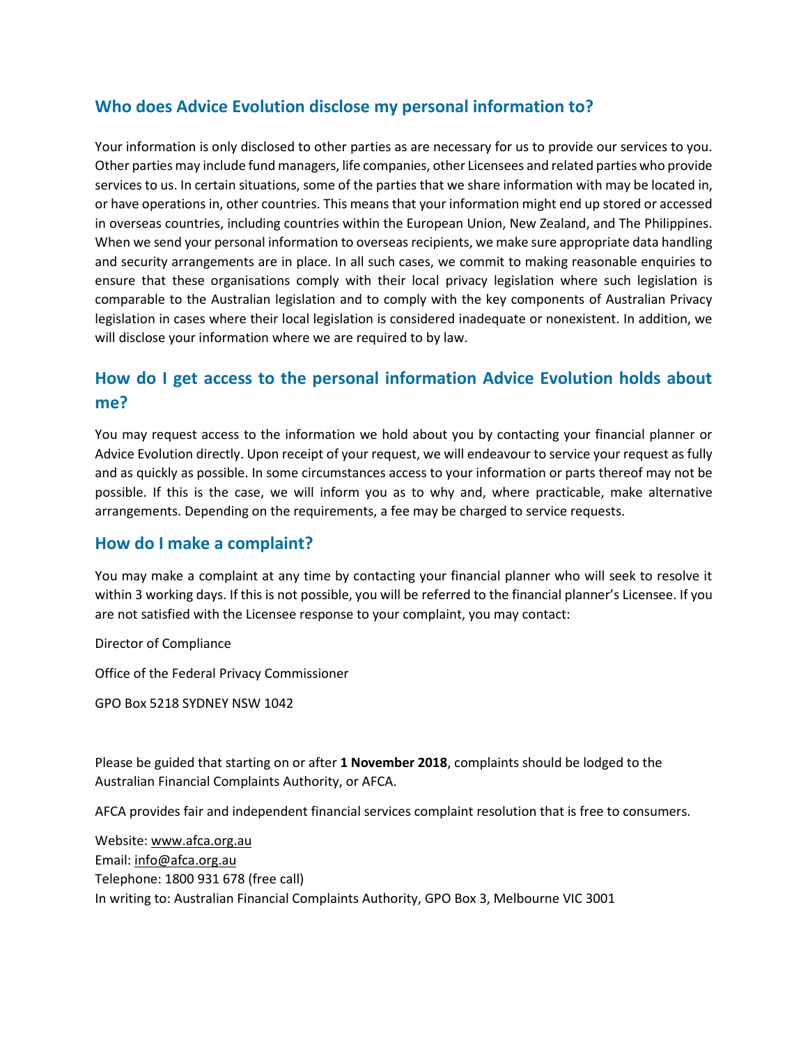## Who does Advice Evolution disclose my personal information to?

Your information is only disclosed to other parties as are necessary for us to provide our services to you. Other parties may include fund managers, life companies, other Licensees and related parties who provide services to us. In certain situations, some of the parties that we share information with may be located in, or have operations in, other countries. This means that your information might end up stored or accessed in overseas countries, including countries within the European Union, New Zealand, and The Philippines. When we send your personal information to overseas recipients, we make sure appropriate data handling and security arrangements are in place. In all such cases, we commit to making reasonable enquiries to ensure that these organisations comply with their local privacy legislation where such legislation is comparable to the Australian legislation and to comply with the key components of Australian Privacy legislation in cases where their local legislation is considered inadequate or nonexistent. In addition, we will disclose your information where we are required to by law.

## How do I get access to the personal information Advice Evolution holds about me?

You may request access to the information we hold about you by contacting your financial planner or Advice Evolution directly. Upon receipt of your request, we will endeavour to service your request as fully and as quickly as possible. In some circumstances access to your information or parts thereof may not be possible. If this is the case, we will inform you as to why and, where practicable, make alternative arrangements. Depending on the requirements, a fee may be charged to service requests.

## How do I make a complaint?

You may make a complaint at any time by contacting your financial planner who will seek to resolve it within 3 working days. If this is not possible, you will be referred to the financial planner's Licensee. If you are not satisfied with the Licensee response to your complaint, you may contact:

Director of Compliance

Office of the Federal Privacy Commissioner

GPO Box 5218 SYDNEY NSW 1042

Please be guided that starting on or after **1 November 2018**, complaints should be lodged to the Australian Financial Complaints Authority, or AFCA.

AFCA provides fair and independent financial services complaint resolution that is free to consumers.

Website: www.afca.org.au
Email: info@afca.org.au
Telephone: 1800 931 678 (free call)
In writing to: Australian Financial Complaints Authority, GPO Box 3, Melbourne VIC 3001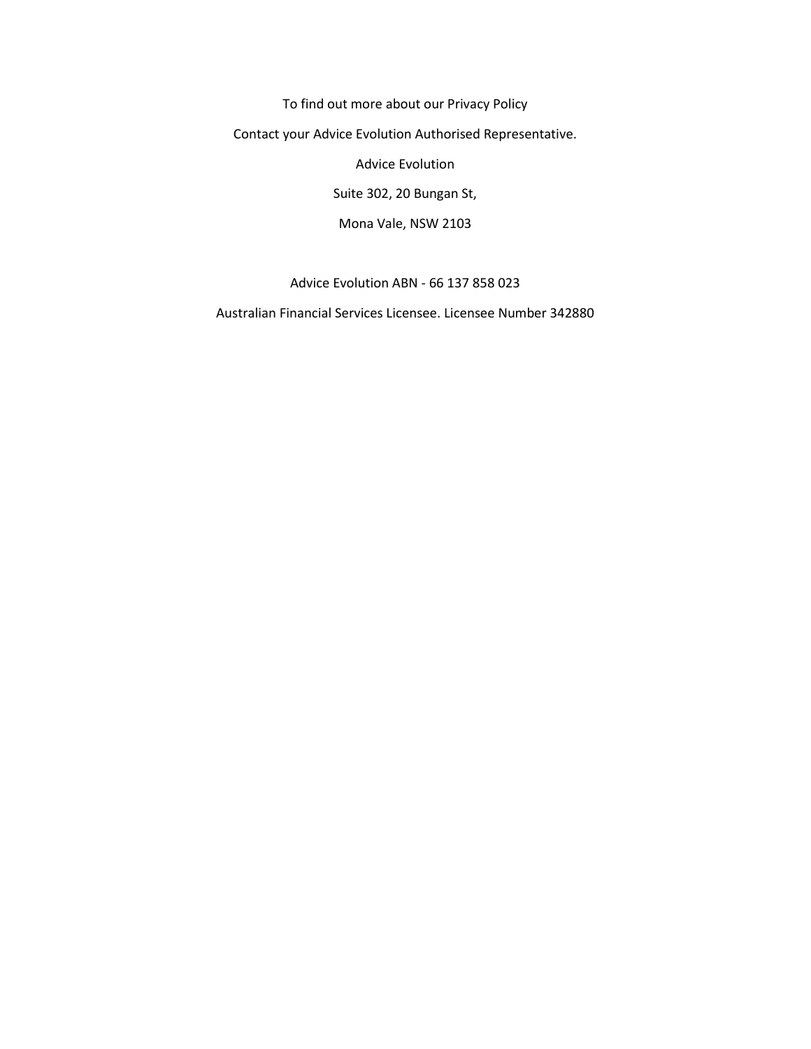To find out more about our Privacy Policy

Contact your Advice Evolution Authorised Representative.

Advice Evolution

Suite 302, 20 Bungan St,

Mona Vale, NSW 2103

Advice Evolution ABN - 66 137 858 023

Australian Financial Services Licensee. Licensee Number 342880